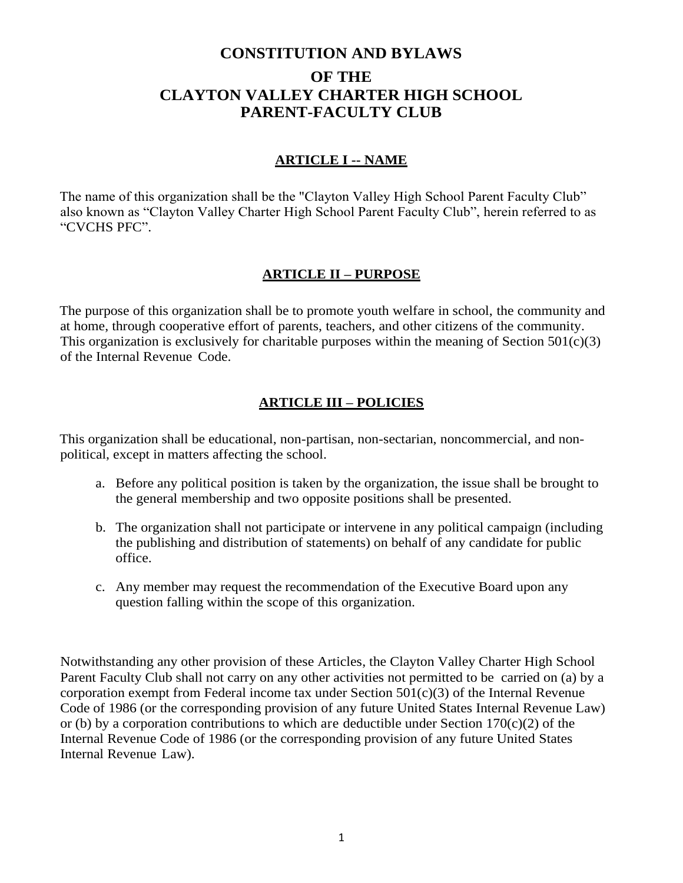# CONSTITUTION AND BYLAWS

# OF THE
# CLAYTON VALLEY CHARTER HIGH SCHOOL
# PARENT-FACULTY CLUB

## ARTICLE I -- NAME

The name of this organization shall be the "Clayton Valley High School Parent Faculty Club" also known as "Clayton Valley Charter High School Parent Faculty Club", herein referred to as "CVCHS PFC".

## ARTICLE II – PURPOSE

The purpose of this organization shall be to promote youth welfare in school, the community and at home, through cooperative effort of parents, teachers, and other citizens of the community. This organization is exclusively for charitable purposes within the meaning of Section 501(c)(3) of the Internal Revenue Code.

## ARTICLE III – POLICIES

This organization shall be educational, non-partisan, non-sectarian, noncommercial, and non-political, except in matters affecting the school.

a. Before any political position is taken by the organization, the issue shall be brought to the general membership and two opposite positions shall be presented.

b. The organization shall not participate or intervene in any political campaign (including the publishing and distribution of statements) on behalf of any candidate for public office.

c. Any member may request the recommendation of the Executive Board upon any question falling within the scope of this organization.

Notwithstanding any other provision of these Articles, the Clayton Valley Charter High School Parent Faculty Club shall not carry on any other activities not permitted to be carried on (a) by a corporation exempt from Federal income tax under Section 501(c)(3) of the Internal Revenue Code of 1986 (or the corresponding provision of any future United States Internal Revenue Law) or (b) by a corporation contributions to which are deductible under Section 170(c)(2) of the Internal Revenue Code of 1986 (or the corresponding provision of any future United States Internal Revenue Law).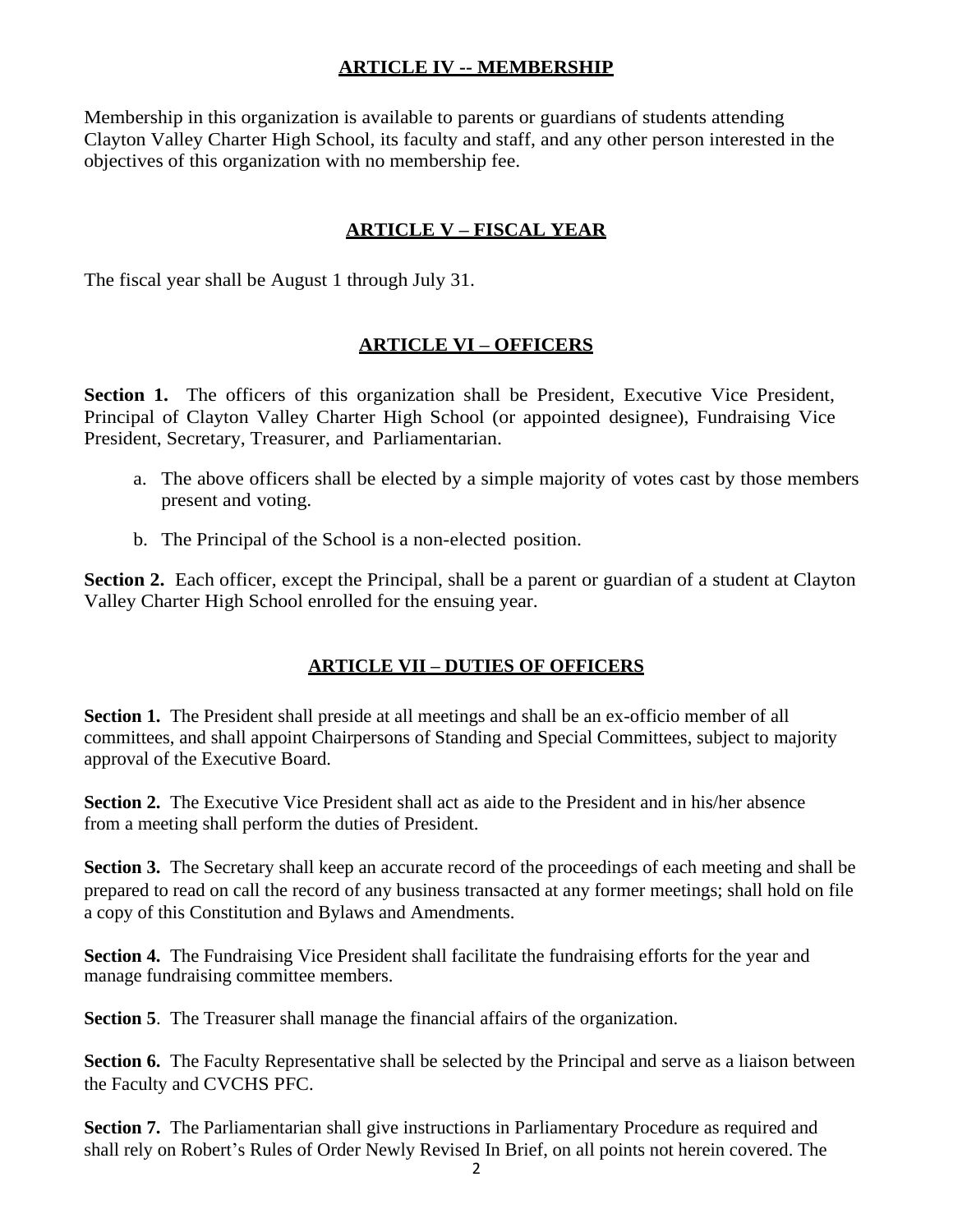## ARTICLE IV -- MEMBERSHIP

Membership in this organization is available to parents or guardians of students attending Clayton Valley Charter High School, its faculty and staff, and any other person interested in the objectives of this organization with no membership fee.

## ARTICLE V – FISCAL YEAR

The fiscal year shall be August 1 through July 31.

## ARTICLE VI – OFFICERS

**Section 1.** The officers of this organization shall be President, Executive Vice President, Principal of Clayton Valley Charter High School (or appointed designee), Fundraising Vice President, Secretary, Treasurer, and Parliamentarian.

a. The above officers shall be elected by a simple majority of votes cast by those members present and voting.

b. The Principal of the School is a non-elected position.

**Section 2.** Each officer, except the Principal, shall be a parent or guardian of a student at Clayton Valley Charter High School enrolled for the ensuing year.

## ARTICLE VII – DUTIES OF OFFICERS

**Section 1.** The President shall preside at all meetings and shall be an ex-officio member of all committees, and shall appoint Chairpersons of Standing and Special Committees, subject to majority approval of the Executive Board.

**Section 2.** The Executive Vice President shall act as aide to the President and in his/her absence from a meeting shall perform the duties of President.

**Section 3.** The Secretary shall keep an accurate record of the proceedings of each meeting and shall be prepared to read on call the record of any business transacted at any former meetings; shall hold on file a copy of this Constitution and Bylaws and Amendments.

**Section 4.** The Fundraising Vice President shall facilitate the fundraising efforts for the year and manage fundraising committee members.

**Section 5**. The Treasurer shall manage the financial affairs of the organization.

**Section 6.** The Faculty Representative shall be selected by the Principal and serve as a liaison between the Faculty and CVCHS PFC.

**Section 7.** The Parliamentarian shall give instructions in Parliamentary Procedure as required and shall rely on Robert's Rules of Order Newly Revised In Brief, on all points not herein covered. The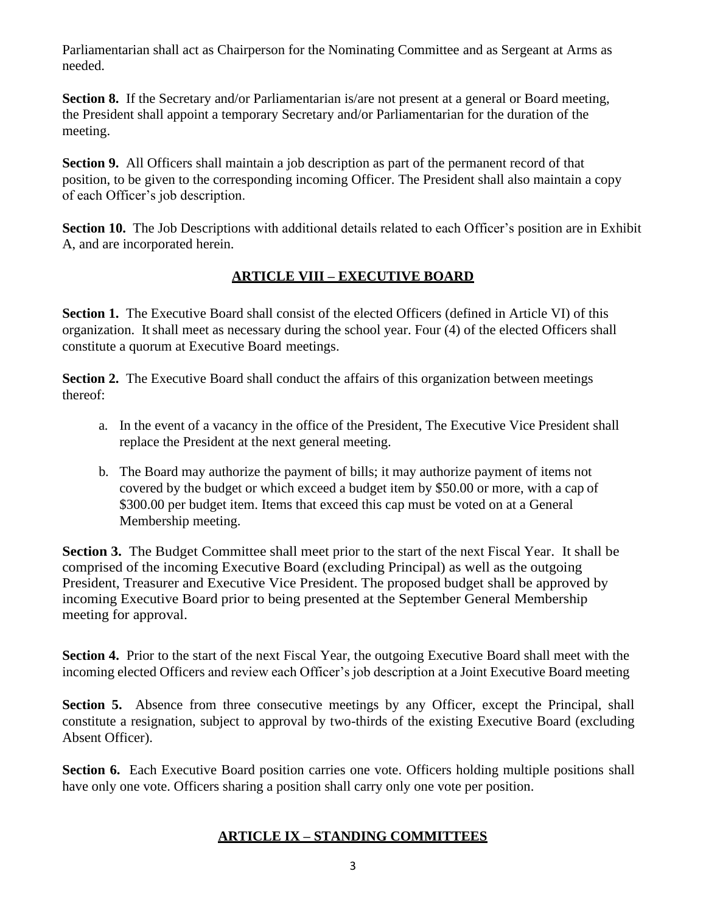Parliamentarian shall act as Chairperson for the Nominating Committee and as Sergeant at Arms as needed.

**Section 8.** If the Secretary and/or Parliamentarian is/are not present at a general or Board meeting, the President shall appoint a temporary Secretary and/or Parliamentarian for the duration of the meeting.

**Section 9.** All Officers shall maintain a job description as part of the permanent record of that position, to be given to the corresponding incoming Officer. The President shall also maintain a copy of each Officer's job description.

**Section 10.** The Job Descriptions with additional details related to each Officer's position are in Exhibit A, and are incorporated herein.

## ARTICLE VIII – EXECUTIVE BOARD

**Section 1.** The Executive Board shall consist of the elected Officers (defined in Article VI) of this organization. It shall meet as necessary during the school year. Four (4) of the elected Officers shall constitute a quorum at Executive Board meetings.

**Section 2.** The Executive Board shall conduct the affairs of this organization between meetings thereof:

a. In the event of a vacancy in the office of the President, The Executive Vice President shall replace the President at the next general meeting.

b. The Board may authorize the payment of bills; it may authorize payment of items not covered by the budget or which exceed a budget item by $50.00 or more, with a cap of $300.00 per budget item. Items that exceed this cap must be voted on at a General Membership meeting.

**Section 3.** The Budget Committee shall meet prior to the start of the next Fiscal Year. It shall be comprised of the incoming Executive Board (excluding Principal) as well as the outgoing President, Treasurer and Executive Vice President. The proposed budget shall be approved by incoming Executive Board prior to being presented at the September General Membership meeting for approval.

**Section 4.** Prior to the start of the next Fiscal Year, the outgoing Executive Board shall meet with the incoming elected Officers and review each Officer's job description at a Joint Executive Board meeting

**Section 5.** Absence from three consecutive meetings by any Officer, except the Principal, shall constitute a resignation, subject to approval by two-thirds of the existing Executive Board (excluding Absent Officer).

**Section 6.** Each Executive Board position carries one vote. Officers holding multiple positions shall have only one vote. Officers sharing a position shall carry only one vote per position.

## ARTICLE IX – STANDING COMMITTEES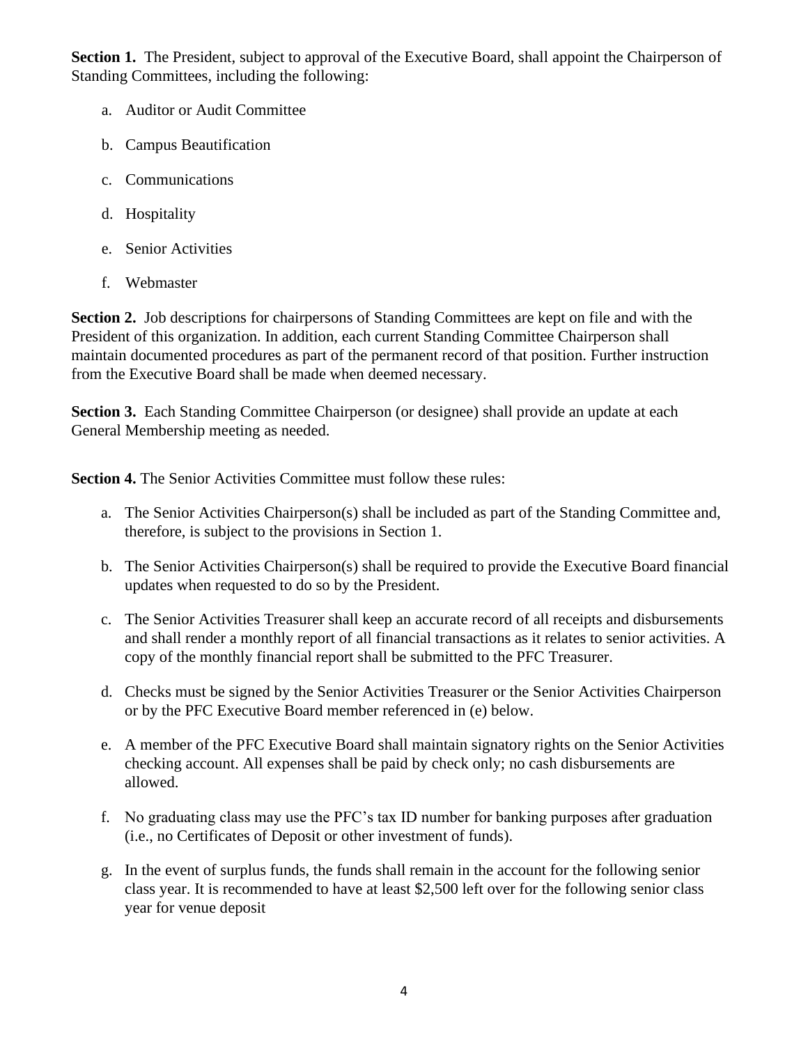**Section 1.** The President, subject to approval of the Executive Board, shall appoint the Chairperson of Standing Committees, including the following:

a. Auditor or Audit Committee

b. Campus Beautification

c. Communications

d. Hospitality

e. Senior Activities

f. Webmaster

**Section 2.** Job descriptions for chairpersons of Standing Committees are kept on file and with the President of this organization. In addition, each current Standing Committee Chairperson shall maintain documented procedures as part of the permanent record of that position. Further instruction from the Executive Board shall be made when deemed necessary.

**Section 3.** Each Standing Committee Chairperson (or designee) shall provide an update at each General Membership meeting as needed.

**Section 4.** The Senior Activities Committee must follow these rules:

a. The Senior Activities Chairperson(s) shall be included as part of the Standing Committee and, therefore, is subject to the provisions in Section 1.

b. The Senior Activities Chairperson(s) shall be required to provide the Executive Board financial updates when requested to do so by the President.

c. The Senior Activities Treasurer shall keep an accurate record of all receipts and disbursements and shall render a monthly report of all financial transactions as it relates to senior activities. A copy of the monthly financial report shall be submitted to the PFC Treasurer.

d. Checks must be signed by the Senior Activities Treasurer or the Senior Activities Chairperson or by the PFC Executive Board member referenced in (e) below.

e. A member of the PFC Executive Board shall maintain signatory rights on the Senior Activities checking account. All expenses shall be paid by check only; no cash disbursements are allowed.

f. No graduating class may use the PFC's tax ID number for banking purposes after graduation (i.e., no Certificates of Deposit or other investment of funds).

g. In the event of surplus funds, the funds shall remain in the account for the following senior class year. It is recommended to have at least $2,500 left over for the following senior class year for venue deposit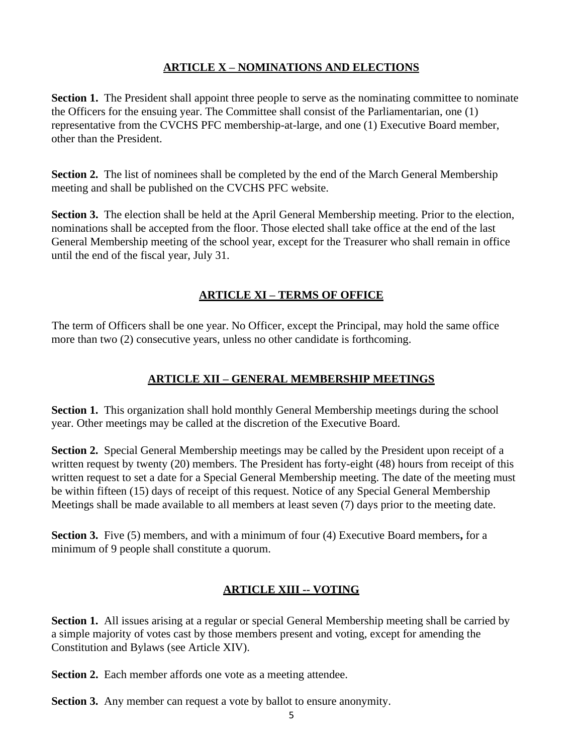## ARTICLE X – NOMINATIONS AND ELECTIONS

**Section 1.** The President shall appoint three people to serve as the nominating committee to nominate the Officers for the ensuing year. The Committee shall consist of the Parliamentarian, one (1) representative from the CVCHS PFC membership-at-large, and one (1) Executive Board member, other than the President.

**Section 2.** The list of nominees shall be completed by the end of the March General Membership meeting and shall be published on the CVCHS PFC website.

**Section 3.** The election shall be held at the April General Membership meeting. Prior to the election, nominations shall be accepted from the floor. Those elected shall take office at the end of the last General Membership meeting of the school year, except for the Treasurer who shall remain in office until the end of the fiscal year, July 31.

## ARTICLE XI – TERMS OF OFFICE

The term of Officers shall be one year. No Officer, except the Principal, may hold the same office more than two (2) consecutive years, unless no other candidate is forthcoming.

## ARTICLE XII – GENERAL MEMBERSHIP MEETINGS

**Section 1.** This organization shall hold monthly General Membership meetings during the school year. Other meetings may be called at the discretion of the Executive Board.

**Section 2.** Special General Membership meetings may be called by the President upon receipt of a written request by twenty (20) members. The President has forty-eight (48) hours from receipt of this written request to set a date for a Special General Membership meeting. The date of the meeting must be within fifteen (15) days of receipt of this request. Notice of any Special General Membership Meetings shall be made available to all members at least seven (7) days prior to the meeting date.

**Section 3.** Five (5) members, and with a minimum of four (4) Executive Board members**,** for a minimum of 9 people shall constitute a quorum.

## ARTICLE XIII -- VOTING

**Section 1.** All issues arising at a regular or special General Membership meeting shall be carried by a simple majority of votes cast by those members present and voting, except for amending the Constitution and Bylaws (see Article XIV).

**Section 2.** Each member affords one vote as a meeting attendee.

**Section 3.** Any member can request a vote by ballot to ensure anonymity.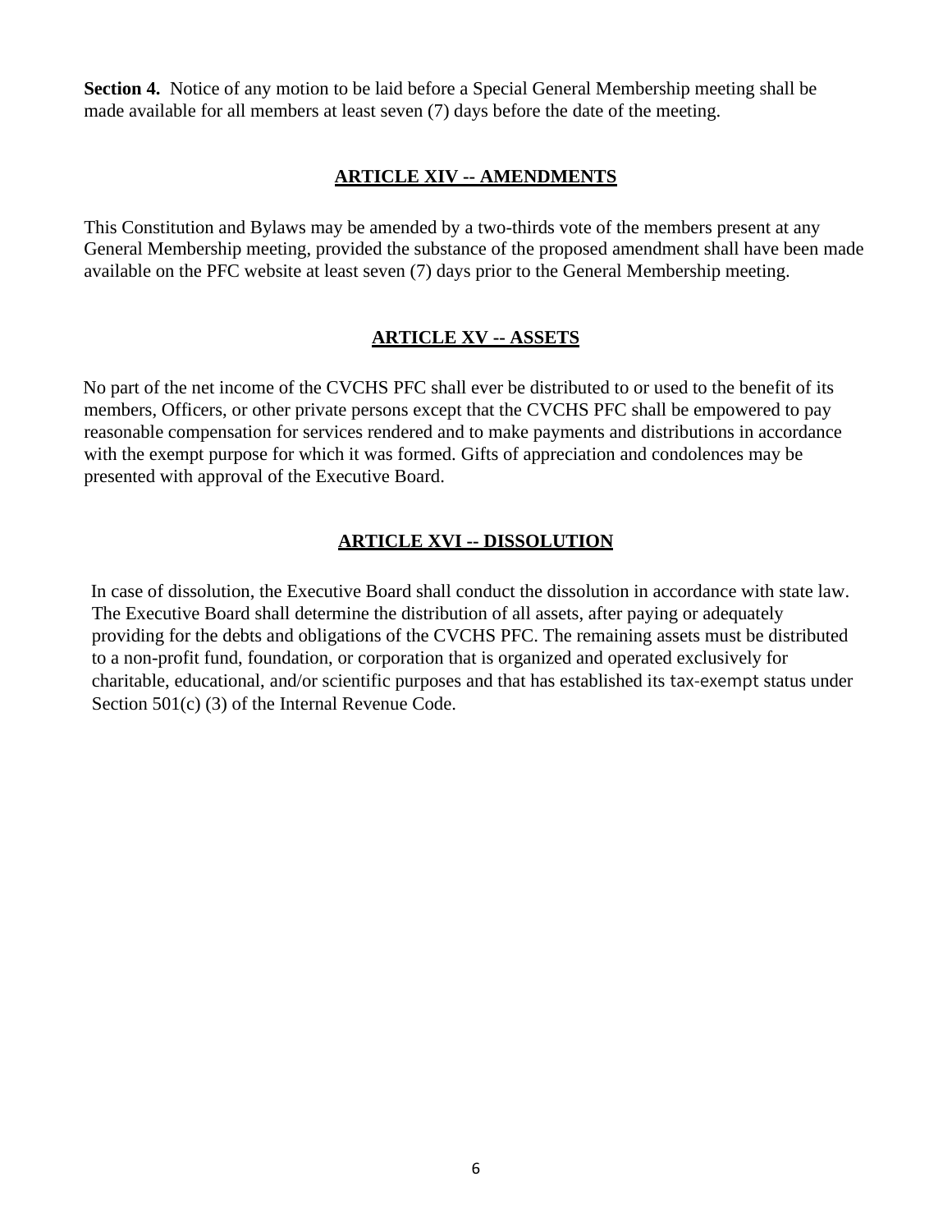**Section 4.** Notice of any motion to be laid before a Special General Membership meeting shall be made available for all members at least seven (7) days before the date of the meeting.

## ARTICLE XIV -- AMENDMENTS

This Constitution and Bylaws may be amended by a two-thirds vote of the members present at any General Membership meeting, provided the substance of the proposed amendment shall have been made available on the PFC website at least seven (7) days prior to the General Membership meeting.

## ARTICLE XV -- ASSETS

No part of the net income of the CVCHS PFC shall ever be distributed to or used to the benefit of its members, Officers, or other private persons except that the CVCHS PFC shall be empowered to pay reasonable compensation for services rendered and to make payments and distributions in accordance with the exempt purpose for which it was formed. Gifts of appreciation and condolences may be presented with approval of the Executive Board.

## ARTICLE XVI -- DISSOLUTION

In case of dissolution, the Executive Board shall conduct the dissolution in accordance with state law. The Executive Board shall determine the distribution of all assets, after paying or adequately providing for the debts and obligations of the CVCHS PFC. The remaining assets must be distributed to a non-profit fund, foundation, or corporation that is organized and operated exclusively for charitable, educational, and/or scientific purposes and that has established its tax-exempt status under Section 501(c) (3) of the Internal Revenue Code.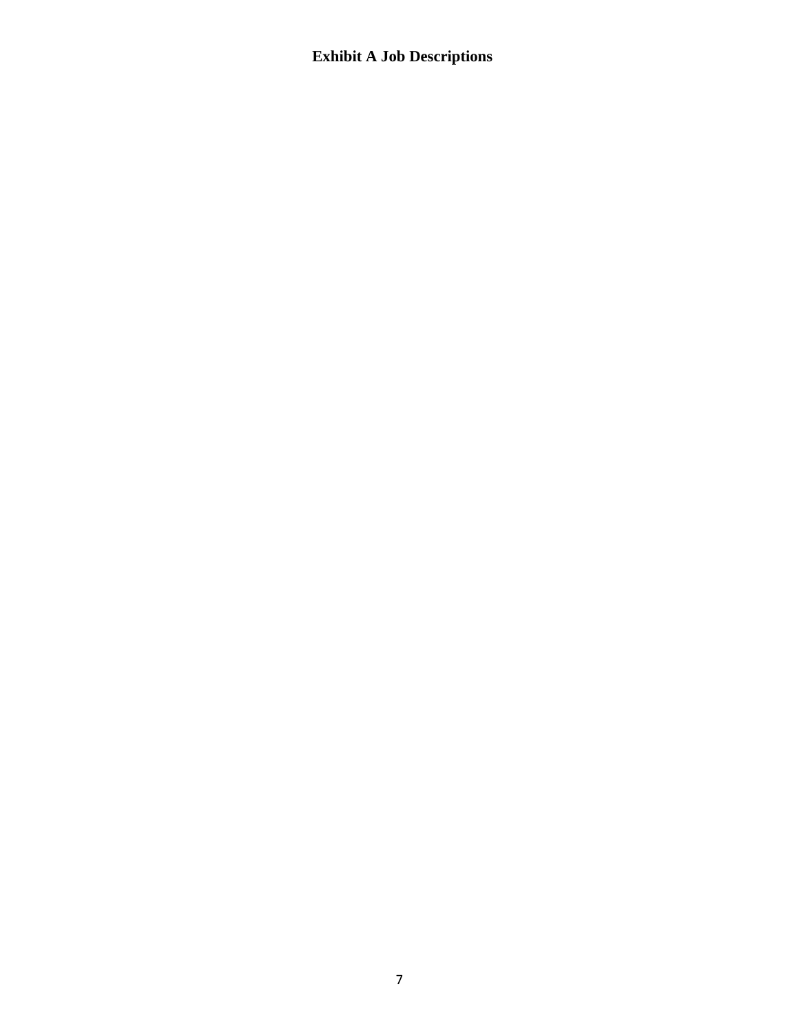# Exhibit A Job Descriptions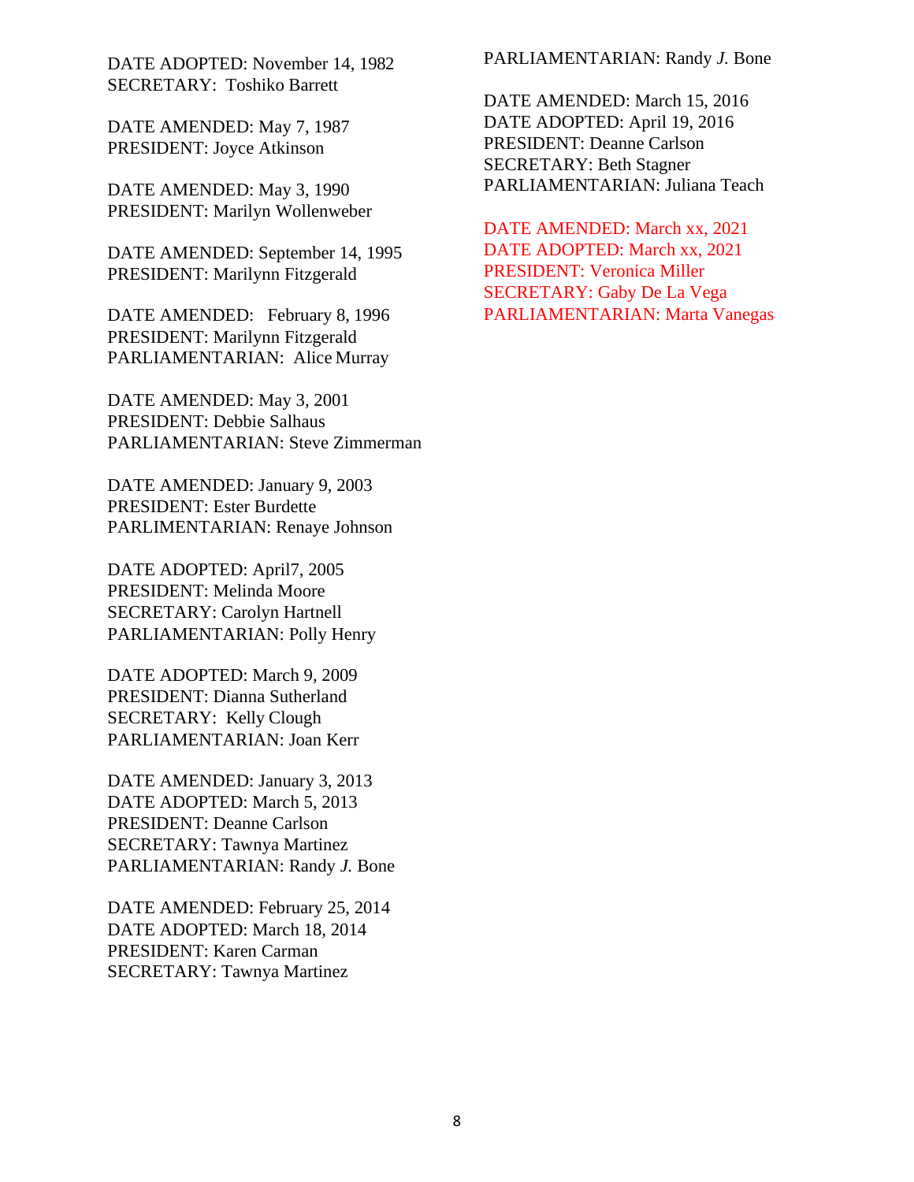DATE ADOPTED: November 14, 1982
SECRETARY: Toshiko Barrett

DATE AMENDED: May 7, 1987
PRESIDENT: Joyce Atkinson

DATE AMENDED: May 3, 1990
PRESIDENT: Marilyn Wollenweber

DATE AMENDED: September 14, 1995
PRESIDENT: Marilynn Fitzgerald

DATE AMENDED: February 8, 1996
PRESIDENT: Marilynn Fitzgerald
PARLIAMENTARIAN: Alice Murray

DATE AMENDED: May 3, 2001
PRESIDENT: Debbie Salhaus
PARLIAMENTARIAN: Steve Zimmerman

DATE AMENDED: January 9, 2003
PRESIDENT: Ester Burdette
PARLIMENTARIAN: Renaye Johnson

DATE ADOPTED: April7, 2005
PRESIDENT: Melinda Moore
SECRETARY: Carolyn Hartnell
PARLIAMENTARIAN: Polly Henry

DATE ADOPTED: March 9, 2009
PRESIDENT: Dianna Sutherland
SECRETARY: Kelly Clough
PARLIAMENTARIAN: Joan Kerr

DATE AMENDED: January 3, 2013
DATE ADOPTED: March 5, 2013
PRESIDENT: Deanne Carlson
SECRETARY: Tawnya Martinez
PARLIAMENTARIAN: Randy *J.* Bone

DATE AMENDED: February 25, 2014
DATE ADOPTED: March 18, 2014
PRESIDENT: Karen Carman
SECRETARY: Tawnya Martinez
PARLIAMENTARIAN: Randy *J.* Bone

DATE AMENDED: March 15, 2016
DATE ADOPTED: April 19, 2016
PRESIDENT: Deanne Carlson
SECRETARY: Beth Stagner
PARLIAMENTARIAN: Juliana Teach

DATE AMENDED: March xx, 2021
DATE ADOPTED: March xx, 2021
PRESIDENT: Veronica Miller
SECRETARY: Gaby De La Vega
PARLIAMENTARIAN: Marta Vanegas